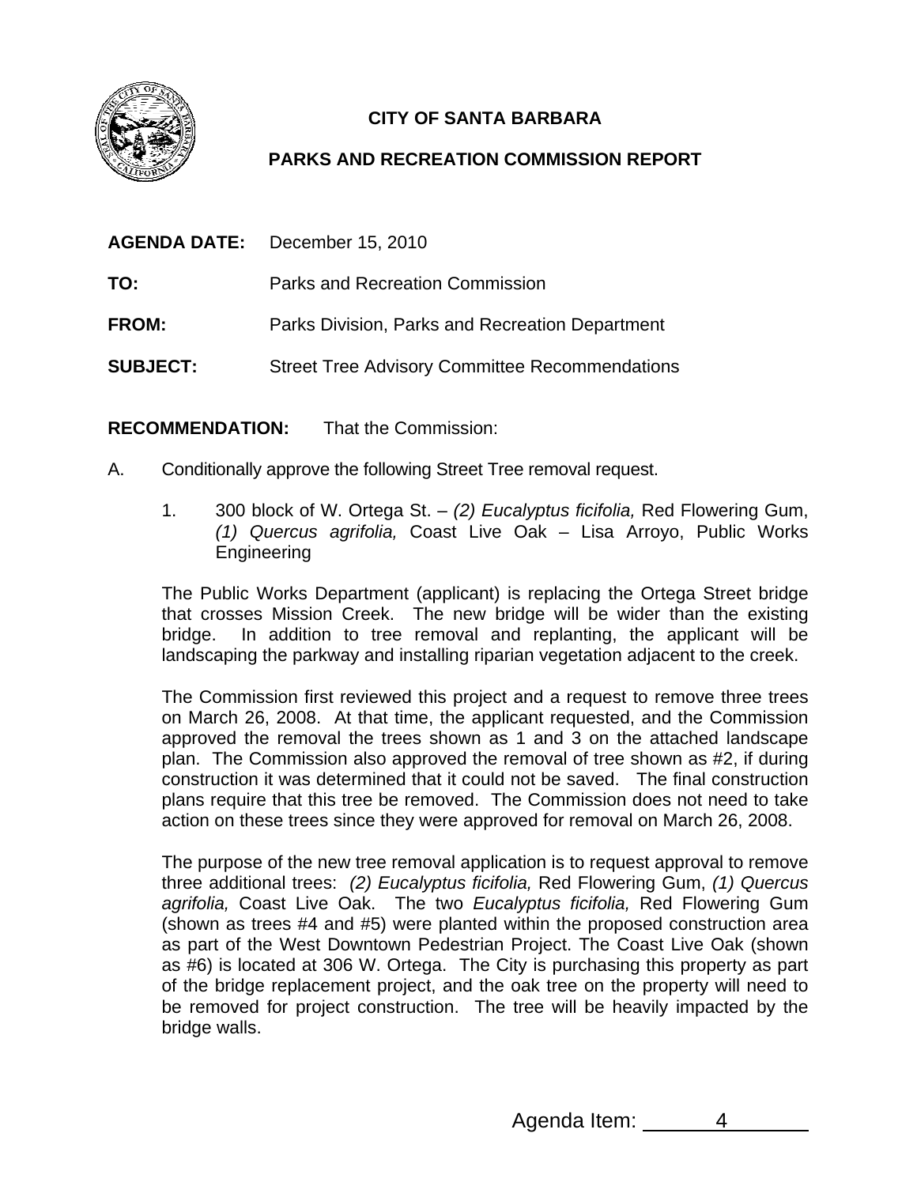**CITY OF SANTA BARBARA**

**PARKS AND RECREATION COMMISSION REPORT**

**AGENDA DATE:** December 15, 2010

**TO:** Parks and Recreation Commission

**FROM:** Parks Division, Parks and Recreation Department

**SUBJECT:** Street Tree Advisory Committee Recommendations

**RECOMMENDATION:** That the Commission:

A. Conditionally approve the following Street Tree removal request.

1. 300 block of W. Ortega St. – *(2) Eucalyptus ficifolia,* Red Flowering Gum, *(1) Quercus agrifolia,* Coast Live Oak – Lisa Arroyo, Public Works Engineering

The Public Works Department (applicant) is replacing the Ortega Street bridge that crosses Mission Creek. The new bridge will be wider than the existing bridge. In addition to tree removal and replanting, the applicant will be landscaping the parkway and installing riparian vegetation adjacent to the creek.

The Commission first reviewed this project and a request to remove three trees on March 26, 2008. At that time, the applicant requested, and the Commission approved the removal the trees shown as 1 and 3 on the attached landscape plan. The Commission also approved the removal of tree shown as #2, if during construction it was determined that it could not be saved. The final construction plans require that this tree be removed. The Commission does not need to take action on these trees since they were approved for removal on March 26, 2008.

The purpose of the new tree removal application is to request approval to remove three additional trees: *(2) Eucalyptus ficifolia,* Red Flowering Gum, *(1) Quercus agrifolia,* Coast Live Oak. The two *Eucalyptus ficifolia,* Red Flowering Gum (shown as trees #4 and #5) were planted within the proposed construction area as part of the West Downtown Pedestrian Project. The Coast Live Oak (shown as #6) is located at 306 W. Ortega. The City is purchasing this property as part of the bridge replacement project, and the oak tree on the property will need to be removed for project construction. The tree will be heavily impacted by the bridge walls.

Agenda Item: 4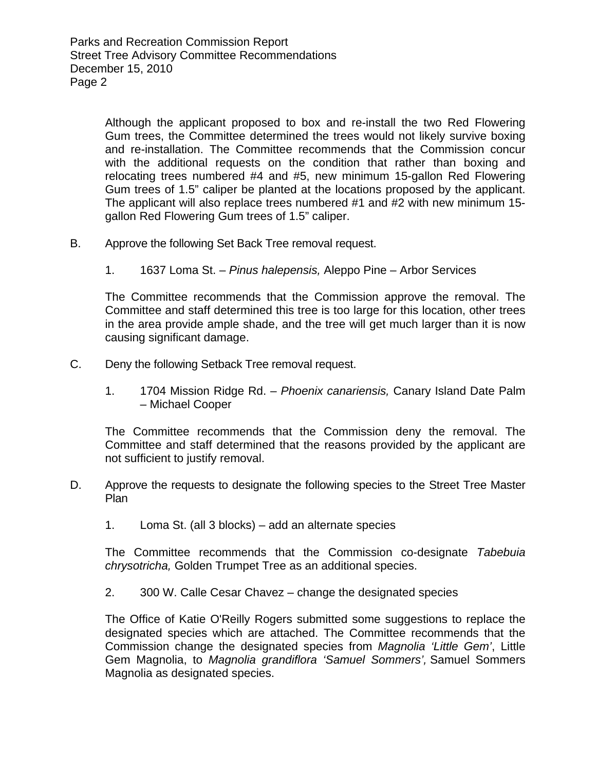Although the applicant proposed to box and re-install the two Red Flowering Gum trees, the Committee determined the trees would not likely survive boxing and re-installation. The Committee recommends that the Commission concur with the additional requests on the condition that rather than boxing and relocating trees numbered #4 and #5, new minimum 15-gallon Red Flowering Gum trees of 1.5" caliper be planted at the locations proposed by the applicant. The applicant will also replace trees numbered #1 and #2 with new minimum 15-gallon Red Flowering Gum trees of 1.5" caliper.

B. Approve the following Set Back Tree removal request.

1. 1637 Loma St. – *Pinus halepensis,* Aleppo Pine – Arbor Services

The Committee recommends that the Commission approve the removal. The Committee and staff determined this tree is too large for this location, other trees in the area provide ample shade, and the tree will get much larger than it is now causing significant damage.

C. Deny the following Setback Tree removal request.

1. 1704 Mission Ridge Rd. – *Phoenix canariensis,* Canary Island Date Palm – Michael Cooper

The Committee recommends that the Commission deny the removal. The Committee and staff determined that the reasons provided by the applicant are not sufficient to justify removal.

D. Approve the requests to designate the following species to the Street Tree Master Plan

1. Loma St. (all 3 blocks) – add an alternate species

The Committee recommends that the Commission co-designate *Tabebuia chrysotricha,* Golden Trumpet Tree as an additional species.

2. 300 W. Calle Cesar Chavez – change the designated species

The Office of Katie O'Reilly Rogers submitted some suggestions to replace the designated species which are attached. The Committee recommends that the Commission change the designated species from *Magnolia 'Little Gem'*, Little Gem Magnolia, to *Magnolia grandiflora 'Samuel Sommers',* Samuel Sommers Magnolia as designated species.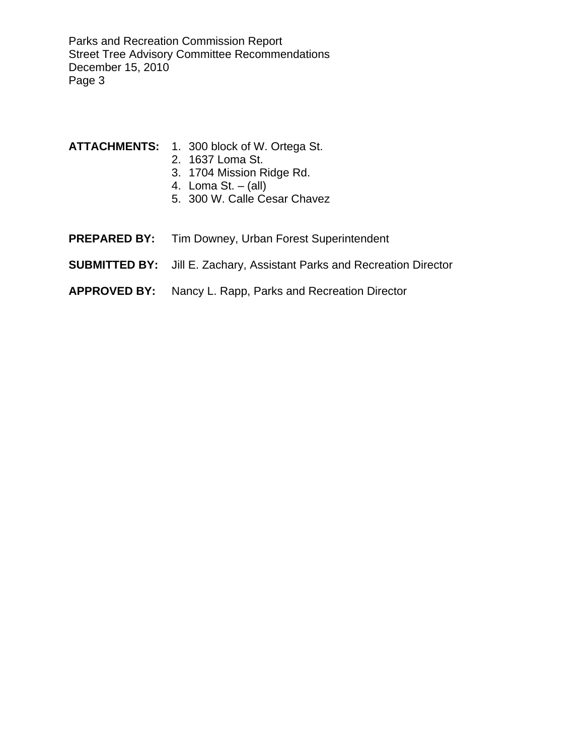**ATTACHMENTS:**

1. 300 block of W. Ortega St.
2. 1637 Loma St.
3. 1704 Mission Ridge Rd.
4. Loma St. – (all)
5. 300 W. Calle Cesar Chavez

**PREPARED BY:** Tim Downey, Urban Forest Superintendent

**SUBMITTED BY:** Jill E. Zachary, Assistant Parks and Recreation Director

**APPROVED BY:** Nancy L. Rapp, Parks and Recreation Director